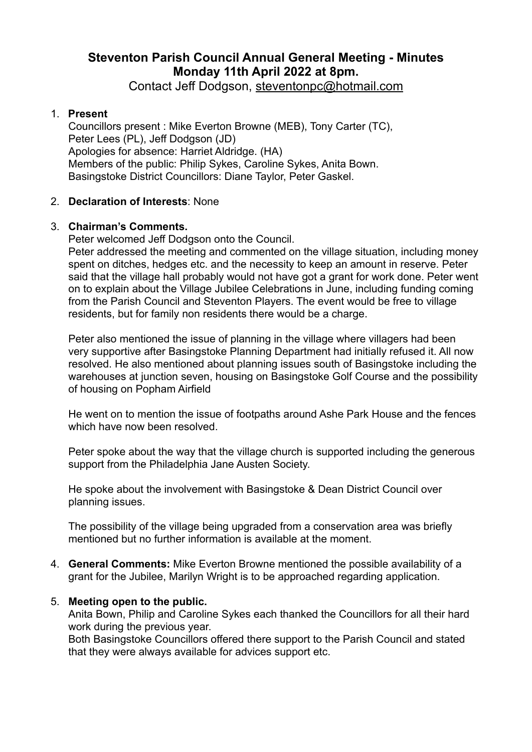# Steventon Parish Council Annual General Meeting - Minutes
## Monday 11th April 2022 at 8pm.

Contact Jeff Dodgson, steventonpc@hotmail.com

1. **Present**
   Councillors present : Mike Everton Browne (MEB), Tony Carter (TC), Peter Lees (PL), Jeff Dodgson (JD)
   Apologies for absence: Harriet Aldridge. (HA)
   Members of the public: Philip Sykes, Caroline Sykes, Anita Bown.
   Basingstoke District Councillors: Diane Taylor, Peter Gaskel.

2. **Declaration of Interests**: None

3. **Chairman's Comments.**
   Peter welcomed Jeff Dodgson onto the Council.
   Peter addressed the meeting and commented on the village situation, including money spent on ditches, hedges etc. and the necessity to keep an amount in reserve. Peter said that the village hall probably would not have got a grant for work done. Peter went on to explain about the Village Jubilee Celebrations in June, including funding coming from the Parish Council and Steventon Players. The event would be free to village residents, but for family non residents there would be a charge.

   Peter also mentioned the issue of planning in the village where villagers had been very supportive after Basingstoke Planning Department had initially refused it. All now resolved. He also mentioned about planning issues south of Basingstoke including the warehouses at junction seven, housing on Basingstoke Golf Course and the possibility of housing on Popham Airfield

   He went on to mention the issue of footpaths around Ashe Park House and the fences which have now been resolved.

   Peter spoke about the way that the village church is supported including the generous support from the Philadelphia Jane Austen Society.

   He spoke about the involvement with Basingstoke & Dean District Council over planning issues.

   The possibility of the village being upgraded from a conservation area was briefly mentioned but no further information is available at the moment.

4. **General Comments:** Mike Everton Browne mentioned the possible availability of a grant for the Jubilee, Marilyn Wright is to be approached regarding application.

5. **Meeting open to the public.**
   Anita Bown, Philip and Caroline Sykes each thanked the Councillors for all their hard work during the previous year.
   Both Basingstoke Councillors offered there support to the Parish Council and stated that they were always available for advices support etc.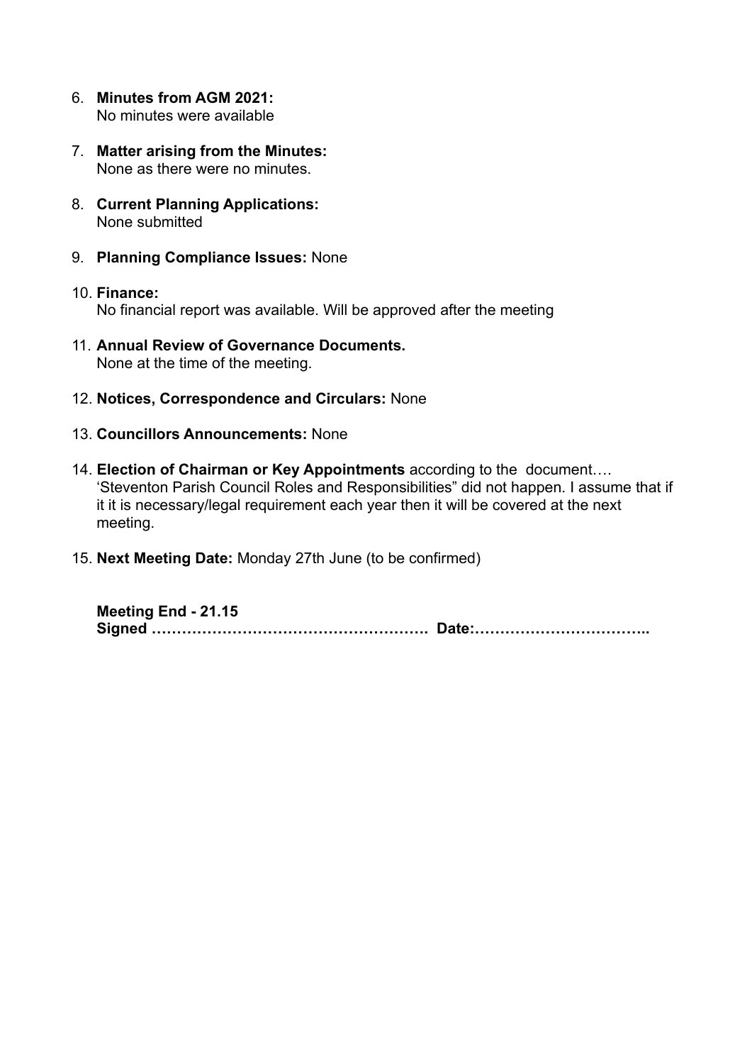6. **Minutes from AGM 2021:**
   No minutes were available

7. **Matter arising from the Minutes:**
   None as there were no minutes.

8. **Current Planning Applications:**
   None submitted

9. **Planning Compliance Issues:** None

10. **Finance:**
    No financial report was available. Will be approved after the meeting

11. **Annual Review of Governance Documents.**
    None at the time of the meeting.

12. **Notices, Correspondence and Circulars:** None

13. **Councillors Announcements:** None

14. **Election of Chairman or Key Appointments** according to the document…. 'Steventon Parish Council Roles and Responsibilities" did not happen. I assume that if it it is necessary/legal requirement each year then it will be covered at the next meeting.

15. **Next Meeting Date:** Monday 27th June (to be confirmed)

**Meeting End - 21.15**
**Signed ………………………………………………. Date:……………………………..**